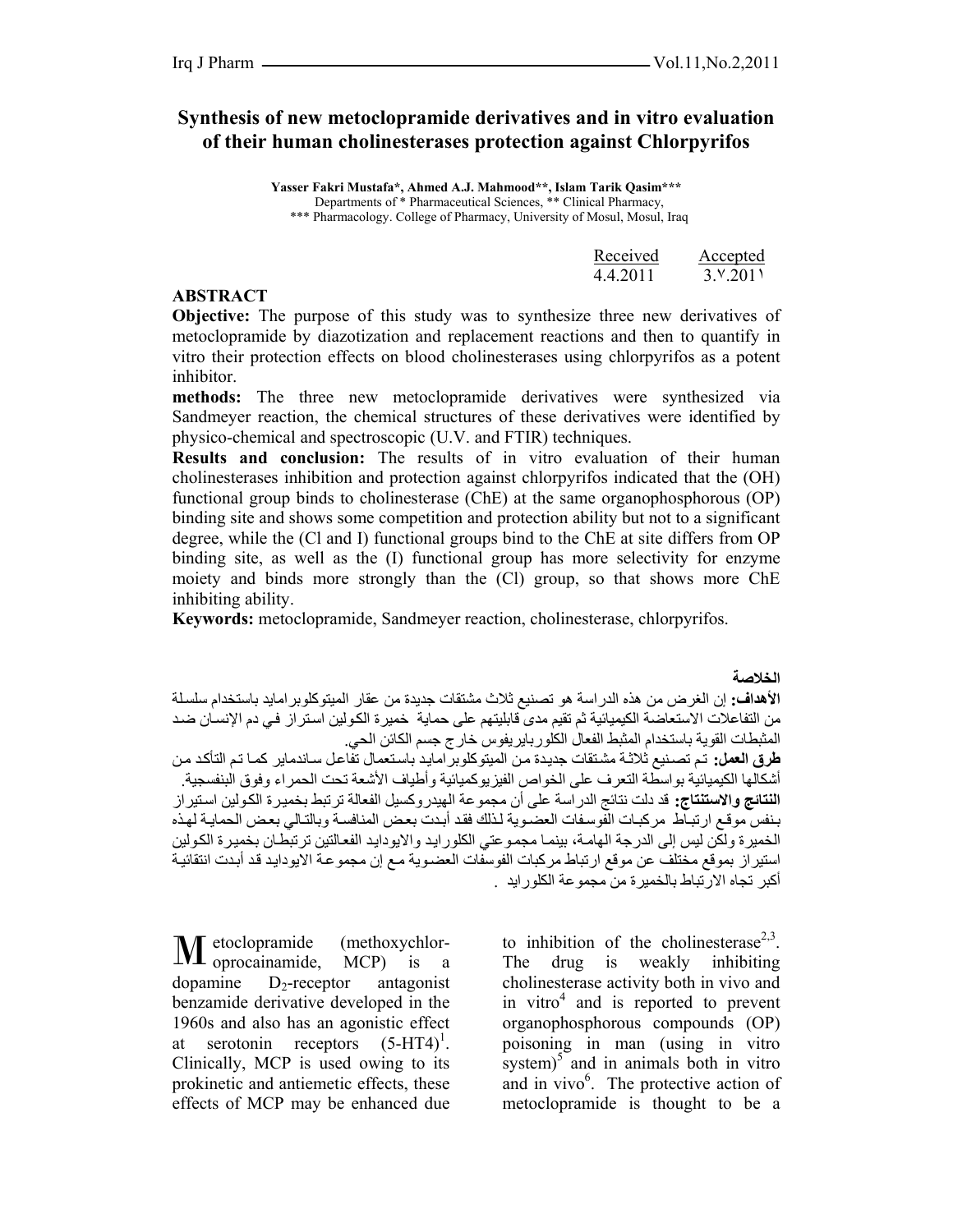# Synthesis of new metoclopramide derivatives and in vitro evaluation of their human cholinesterases protection against Chlorpyrifos

**Yasser Fakri Mustafa\*, Ahmed A.J. Mahmood\*\*, Islam Tarik Qasim\*\*\***

Departments of \* Pharmaceutical Sciences, \*\* Clinical Pharmacy,
\*\*\* Pharmacology. College of Pharmacy, University of Mosul, Mosul, Iraq

| Received | Accepted |
|---|---|
| 4.4.2011 | 3.٧.201١ |

## ABSTRACT

**Objective:** The purpose of this study was to synthesize three new derivatives of metoclopramide by diazotization and replacement reactions and then to quantify in vitro their protection effects on blood cholinesterases using chlorpyrifos as a potent inhibitor.

**methods:** The three new metoclopramide derivatives were synthesized via Sandmeyer reaction, the chemical structures of these derivatives were identified by physico-chemical and spectroscopic (U.V. and FTIR) techniques.

**Results and conclusion:** The results of in vitro evaluation of their human cholinesterases inhibition and protection against chlorpyrifos indicated that the (OH) functional group binds to cholinesterase (ChE) at the same organophosphorous (OP) binding site and shows some competition and protection ability but not to a significant degree, while the (Cl and I) functional groups bind to the ChE at site differs from OP binding site, as well as the (I) functional group has more selectivity for enzyme moiety and binds more strongly than the (Cl) group, so that shows more ChE inhibiting ability.

**Keywords:** metoclopramide, Sandmeyer reaction, cholinesterase, chlorpyrifos.

## الخلاصة

**الأهداف:** إن الغرض من هذه الدراسة هو تصنيع ثلاث مشتقات جديدة من عقار الميتوكلوبرامايد باستخدام سلسلة من التفاعلات الاستعاضة الكيميائية ثم تقيم مدى قابليتهم على حماية خميرة الكولين استراز في دم الإنسان ضد المثبطات القوية باستخدام المثبط الفعال الكلوربايريفوس خارج جسم الكائن الحي.

**طرق العمل:** تم تصنيع ثلاثة مشتقات جديدة من الميتوكلوبرامايد باستعمال تفاعل ساندماير كما تم التأكد من أشكالها الكيميائية بواسطة التعرف على الخواص الفيزيوكيمائية وأطياف الأشعة تحت الحمراء وفوق البنفسجية.

**النتائج والاستنتاج:** قد دلت نتائج الدراسة على أن مجموعة الهيدروكسيل الفعالة ترتبط بخميرة الكولين استيراز بنفس موقع ارتباط مركبات الفوسفات العضوية لذلك فقد أبدت بعض المنافسة وبالتالي بعض الحماية لهذه الخميرة ولكن ليس إلى الدرجة الهامة، بينما مجموعتي الكلورايد والايودايد الفعالتين ترتبطان بخميرة الكولين استيراز بموقع مختلف عن موقع ارتباط مركبات الفوسفات العضوية مع إن مجموعة الايودايد قد أبدت انتقائية أكبر تجاه الارتباط بالخميرة من مجموعة الكلورايد .

Metoclopramide (methoxychloroprocainamide, MCP) is a dopamine $D_2$-receptor antagonist benzamide derivative developed in the 1960s and also has an agonistic effect at serotonin receptors (5-HT4)[1]. Clinically, MCP is used owing to its prokinetic and antiemetic effects, these effects of MCP may be enhanced due to inhibition of the cholinesterase[2,3]. The drug is weakly inhibiting cholinesterase activity both in vivo and in vitro[4] and is reported to prevent organophosphorous compounds (OP) poisoning in man (using in vitro system)[5] and in animals both in vitro and in vivo[6]. The protective action of metoclopramide is thought to be a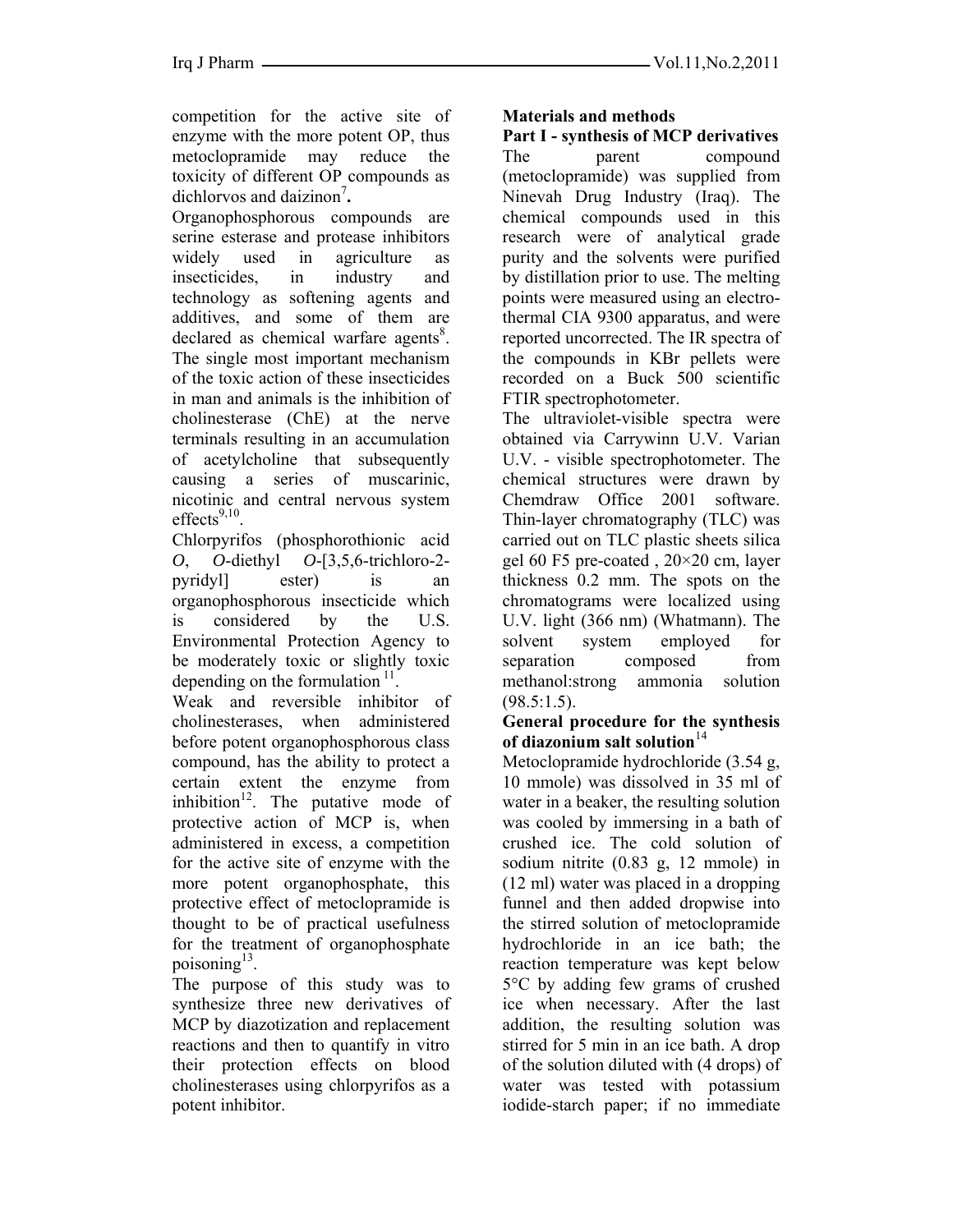competition for the active site of enzyme with the more potent OP, thus metoclopramide may reduce the toxicity of different OP compounds as dichlorvos and daizinon[7].

Organophosphorous compounds are serine esterase and protease inhibitors widely used in agriculture as insecticides, in industry and technology as softening agents and additives, and some of them are declared as chemical warfare agents[8]. The single most important mechanism of the toxic action of these insecticides in man and animals is the inhibition of cholinesterase (ChE) at the nerve terminals resulting in an accumulation of acetylcholine that subsequently causing a series of muscarinic, nicotinic and central nervous system effects[9,10].

Chlorpyrifos (phosphorothionic acid *O*, *O*-diethyl *O*-[3,5,6-trichloro-2-pyridyl] ester) is an organophosphorous insecticide which is considered by the U.S. Environmental Protection Agency to be moderately toxic or slightly toxic depending on the formulation[11].

Weak and reversible inhibitor of cholinesterases, when administered before potent organophosphorous class compound, has the ability to protect a certain extent the enzyme from inhibition[12]. The putative mode of protective action of MCP is, when administered in excess, a competition for the active site of enzyme with the more potent organophosphate, this protective effect of metoclopramide is thought to be of practical usefulness for the treatment of organophosphate poisoning[13].

The purpose of this study was to synthesize three new derivatives of MCP by diazotization and replacement reactions and then to quantify in vitro their protection effects on blood cholinesterases using chlorpyrifos as a potent inhibitor.

## Materials and methods

### Part I - synthesis of MCP derivatives

The parent compound (metoclopramide) was supplied from Ninevah Drug Industry (Iraq). The chemical compounds used in this research were of analytical grade purity and the solvents were purified by distillation prior to use. The melting points were measured using an electro-thermal CIA 9300 apparatus, and were reported uncorrected. The IR spectra of the compounds in KBr pellets were recorded on a Buck 500 scientific FTIR spectrophotometer.

The ultraviolet-visible spectra were obtained via Carrywinn U.V. Varian U.V. - visible spectrophotometer. The chemical structures were drawn by Chemdraw Office 2001 software. Thin-layer chromatography (TLC) was carried out on TLC plastic sheets silica gel 60 F5 pre-coated , 20×20 cm, layer thickness 0.2 mm. The spots on the chromatograms were localized using U.V. light (366 nm) (Whatmann). The solvent system employed for separation composed from methanol:strong ammonia solution (98.5:1.5).

### General procedure for the synthesis of diazonium salt solution[14]

Metoclopramide hydrochloride (3.54 g, 10 mmole) was dissolved in 35 ml of water in a beaker, the resulting solution was cooled by immersing in a bath of crushed ice. The cold solution of sodium nitrite (0.83 g, 12 mmole) in (12 ml) water was placed in a dropping funnel and then added dropwise into the stirred solution of metoclopramide hydrochloride in an ice bath; the reaction temperature was kept below 5°C by adding few grams of crushed ice when necessary. After the last addition, the resulting solution was stirred for 5 min in an ice bath. A drop of the solution diluted with (4 drops) of water was tested with potassium iodide-starch paper; if no immediate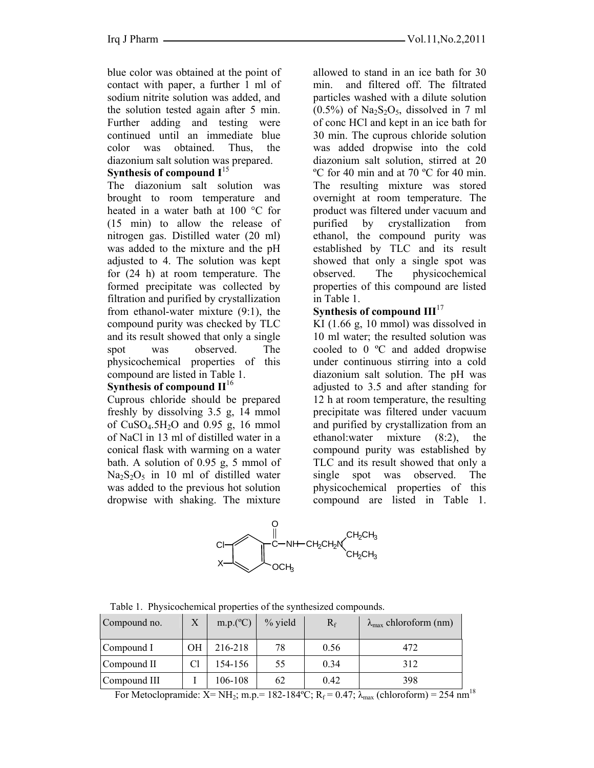blue color was obtained at the point of contact with paper, a further 1 ml of sodium nitrite solution was added, and the solution tested again after 5 min. Further adding and testing were continued until an immediate blue color was obtained. Thus, the diazonium salt solution was prepared.

**Synthesis of compound I**[15]

The diazonium salt solution was brought to room temperature and heated in a water bath at 100 °C for (15 min) to allow the release of nitrogen gas. Distilled water (20 ml) was added to the mixture and the pH adjusted to 4. The solution was kept for (24 h) at room temperature. The formed precipitate was collected by filtration and purified by crystallization from ethanol-water mixture (9:1), the compound purity was checked by TLC and its result showed that only a single spot was observed. The physicochemical properties of this compound are listed in Table 1.

**Synthesis of compound II**[16]

Cuprous chloride should be prepared freshly by dissolving 3.5 g, 14 mmol of $CuSO_4.5H_2O$ and 0.95 g, 16 mmol of NaCl in 13 ml of distilled water in a conical flask with warming on a water bath. A solution of 0.95 g, 5 mmol of $Na_2S_2O_5$ in 10 ml of distilled water was added to the previous hot solution dropwise with shaking. The mixture allowed to stand in an ice bath for 30 min. and filtered off. The filtrated particles washed with a dilute solution (0.5%) of $Na_2S_2O_5$, dissolved in 7 ml of conc HCl and kept in an ice bath for 30 min. The cuprous chloride solution was added dropwise into the cold diazonium salt solution, stirred at 20 ºC for 40 min and at 70 ºC for 40 min. The resulting mixture was stored overnight at room temperature. The product was filtered under vacuum and purified by crystallization from ethanol, the compound purity was established by TLC and its result showed that only a single spot was observed. The physicochemical properties of this compound are listed in Table 1.

**Synthesis of compound III**[17]

KI (1.66 g, 10 mmol) was dissolved in 10 ml water; the resulted solution was cooled to 0 ºC and added dropwise under continuous stirring into a cold diazonium salt solution. The pH was adjusted to 3.5 and after standing for 12 h at room temperature, the resulting precipitate was filtered under vacuum and purified by crystallization from an ethanol:water mixture (8:2), the compound purity was established by TLC and its result showed that only a single spot was observed. The physicochemical properties of this compound are listed in Table 1.

Table 1. Physicochemical properties of the synthesized compounds.

| Compound no. | X | m.p.(ºC) | % yield | $R_f$ | $\lambda_{max}$ chloroform (nm) |
|---|---|---|---|---|---|
| Compound I | OH | 216-218 | 78 | 0.56 | 472 |
| Compound II | Cl | 154-156 | 55 | 0.34 | 312 |
| Compound III | I | 106-108 | 62 | 0.42 | 398 |

For Metoclopramide: X= $NH_2$; m.p.= 182-184ºC; $R_f$ = 0.47; $\lambda_{max}$ (chloroform) = 254 nm[18]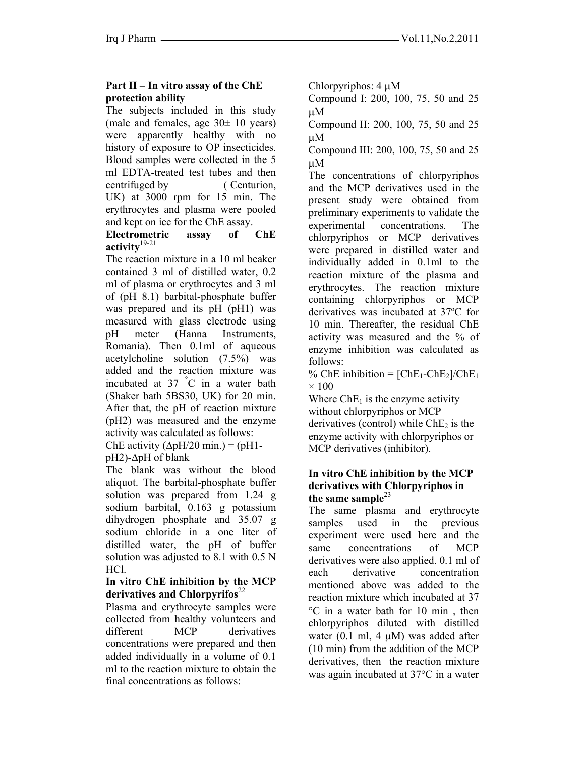**Part II – In vitro assay of the ChE protection ability**

The subjects included in this study (male and females, age 30± 10 years) were apparently healthy with no history of exposure to OP insecticides. Blood samples were collected in the 5 ml EDTA-treated test tubes and then centrifuged by ( Centurion, UK) at 3000 rpm for 15 min. The erythrocytes and plasma were pooled and kept on ice for the ChE assay.

**Electrometric assay of ChE activity**[19-21]

The reaction mixture in a 10 ml beaker contained 3 ml of distilled water, 0.2 ml of plasma or erythrocytes and 3 ml of (pH 8.1) barbital-phosphate buffer was prepared and its pH (pH1) was measured with glass electrode using pH meter (Hanna Instruments, Romania). Then 0.1ml of aqueous acetylcholine solution (7.5%) was added and the reaction mixture was incubated at 37 °C in a water bath (Shaker bath 5BS30, UK) for 20 min. After that, the pH of reaction mixture (pH2) was measured and the enzyme activity was calculated as follows:

ChE activity ($\Delta$pH/20 min.) = (pH1-pH2)-$\Delta$pH of blank

The blank was without the blood aliquot. The barbital-phosphate buffer solution was prepared from 1.24 g sodium barbital, 0.163 g potassium dihydrogen phosphate and 35.07 g sodium chloride in a one liter of distilled water, the pH of buffer solution was adjusted to 8.1 with 0.5 N HCl.

**In vitro ChE inhibition by the MCP derivatives and Chlorpyrifos**[22]

Plasma and erythrocyte samples were collected from healthy volunteers and different MCP derivatives concentrations were prepared and then added individually in a volume of 0.1 ml to the reaction mixture to obtain the final concentrations as follows:

Chlorpyriphos: 4 μM

Compound I: 200, 100, 75, 50 and 25 μM

Compound II: 200, 100, 75, 50 and 25 μM

Compound III: 200, 100, 75, 50 and 25 μM

The concentrations of chlorpyriphos and the MCP derivatives used in the present study were obtained from preliminary experiments to validate the experimental concentrations. The chlorpyriphos or MCP derivatives were prepared in distilled water and individually added in 0.1ml to the reaction mixture of the plasma and erythrocytes. The reaction mixture containing chlorpyriphos or MCP derivatives was incubated at 37ºC for 10 min. Thereafter, the residual ChE activity was measured and the % of enzyme inhibition was calculated as follows:

% ChE inhibition = $[ChE_1 - ChE_2]/ChE_1 \times 100$

Where $ChE_1$ is the enzyme activity without chlorpyriphos or MCP derivatives (control) while $ChE_2$ is the enzyme activity with chlorpyriphos or MCP derivatives (inhibitor).

**In vitro ChE inhibition by the MCP derivatives with Chlorpyriphos in the same sample**[23]

The same plasma and erythrocyte samples used in the previous experiment were used here and the same concentrations of MCP derivatives were also applied. 0.1 ml of each derivative concentration mentioned above was added to the reaction mixture which incubated at 37 °C in a water bath for 10 min , then chlorpyriphos diluted with distilled water (0.1 ml, 4 μM) was added after (10 min) from the addition of the MCP derivatives, then the reaction mixture was again incubated at 37°C in a water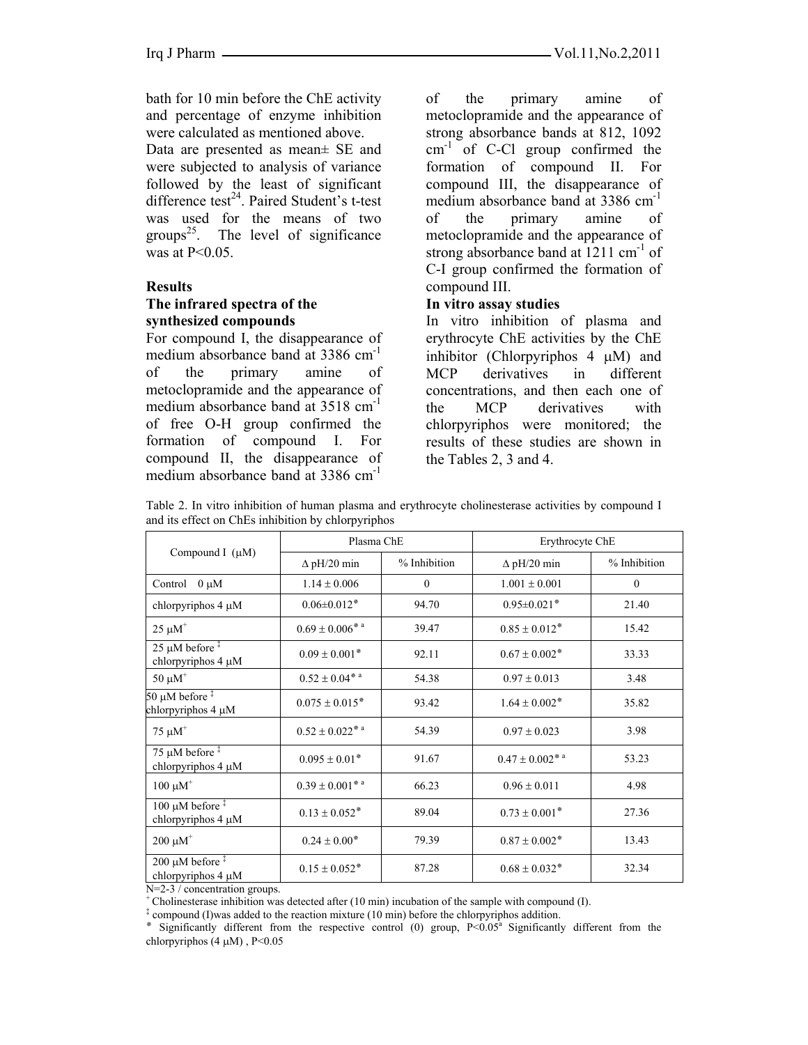bath for 10 min before the ChE activity and percentage of enzyme inhibition were calculated as mentioned above.

Data are presented as mean± SE and were subjected to analysis of variance followed by the least of significant difference test[24]. Paired Student's t-test was used for the means of two groups[25]. The level of significance was at $P<0.05$.

## Results

### The infrared spectra of the synthesized compounds

For compound I, the disappearance of medium absorbance band at 3386 $cm^{-1}$ of the primary amine of metoclopramide and the appearance of medium absorbance band at 3518 $cm^{-1}$ of free O-H group confirmed the formation of compound I. For compound II, the disappearance of medium absorbance band at 3386 $cm^{-1}$ of the primary amine of metoclopramide and the appearance of strong absorbance bands at 812, 1092 $cm^{-1}$ of C-Cl group confirmed the formation of compound II. For compound III, the disappearance of medium absorbance band at 3386 $cm^{-1}$ of the primary amine of metoclopramide and the appearance of strong absorbance band at 1211 $cm^{-1}$ of C-I group confirmed the formation of compound III.

### In vitro assay studies

In vitro inhibition of plasma and erythrocyte ChE activities by the ChE inhibitor (Chlorpyriphos 4 μM) and MCP derivatives in different concentrations, and then each one of the MCP derivatives with chlorpyriphos were monitored; the results of these studies are shown in the Tables 2, 3 and 4.

Table 2. In vitro inhibition of human plasma and erythrocyte cholinesterase activities by compound I and its effect on ChEs inhibition by chlorpyriphos

| Compound I (μM) | Plasma ChE | | Erythrocyte ChE | |
|---|---|---|---|---|
| | Δ pH/20 min | % Inhibition | Δ pH/20 min | % Inhibition |
| Control 0 μM | 1.14 ± 0.006 | 0 | 1.001 ± 0.001 | 0 |
| chlorpyriphos 4 μM | 0.06±0.012* | 94.70 | 0.95±0.021* | 21.40 |
| 25 μM⁺ | 0.69 ± 0.006* a | 39.47 | 0.85 ± 0.012* | 15.42 |
| 25 μM before ‡ chlorpyriphos 4 μM | 0.09 ± 0.001* | 92.11 | 0.67 ± 0.002* | 33.33 |
| 50 μM⁺ | 0.52 ± 0.04* a | 54.38 | 0.97 ± 0.013 | 3.48 |
| 50 μM before ‡ chlorpyriphos 4 μM | 0.075 ± 0.015* | 93.42 | 1.64 ± 0.002* | 35.82 |
| 75 μM⁺ | 0.52 ± 0.022* a | 54.39 | 0.97 ± 0.023 | 3.98 |
| 75 μM before ‡ chlorpyriphos 4 μM | 0.095 ± 0.01* | 91.67 | 0.47 ± 0.002* a | 53.23 |
| 100 μM⁺ | 0.39 ± 0.001* a | 66.23 | 0.96 ± 0.011 | 4.98 |
| 100 μM before ‡ chlorpyriphos 4 μM | 0.13 ± 0.052* | 89.04 | 0.73 ± 0.001* | 27.36 |
| 200 μM⁺ | 0.24 ± 0.00* | 79.39 | 0.87 ± 0.002* | 13.43 |
| 200 μM before ‡ chlorpyriphos 4 μM | 0.15 ± 0.052* | 87.28 | 0.68 ± 0.032* | 32.34 |

N=2-3 / concentration groups.

⁺ Cholinesterase inhibition was detected after (10 min) incubation of the sample with compound (I).

‡ compound (I)was added to the reaction mixture (10 min) before the chlorpyriphos addition.

\* Significantly different from the respective control (0) group, $P<0.05$ a Significantly different from the chlorpyriphos (4 μM) , $P<0.05$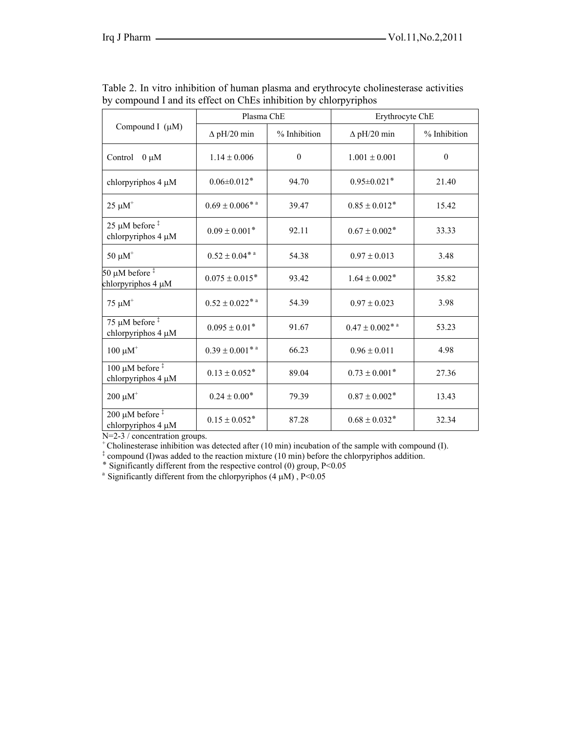Table 2. In vitro inhibition of human plasma and erythrocyte cholinesterase activities by compound I and its effect on ChEs inhibition by chlorpyriphos

| Compound I (μM) | Plasma ChE | | Erythrocyte ChE | |
|---|---|---|---|---|
| | Δ pH/20 min | % Inhibition | Δ pH/20 min | % Inhibition |
| Control 0 μM | 1.14 ± 0.006 | 0 | 1.001 ± 0.001 | 0 |
| chlorpyriphos 4 μM | 0.06±0.012* | 94.70 | 0.95±0.021* | 21.40 |
| 25 μM[+] | 0.69 ± 0.006* [a] | 39.47 | 0.85 ± 0.012* | 15.42 |
| 25 μM before [‡] chlorpyriphos 4 μM | 0.09 ± 0.001* | 92.11 | 0.67 ± 0.002* | 33.33 |
| 50 μM[+] | 0.52 ± 0.04* [a] | 54.38 | 0.97 ± 0.013 | 3.48 |
| 50 μM before [‡] chlorpyriphos 4 μM | 0.075 ± 0.015* | 93.42 | 1.64 ± 0.002* | 35.82 |
| 75 μM[+] | 0.52 ± 0.022* [a] | 54.39 | 0.97 ± 0.023 | 3.98 |
| 75 μM before [‡] chlorpyriphos 4 μM | 0.095 ± 0.01* | 91.67 | 0.47 ± 0.002* [a] | 53.23 |
| 100 μM[+] | 0.39 ± 0.001* [a] | 66.23 | 0.96 ± 0.011 | 4.98 |
| 100 μM before [‡] chlorpyriphos 4 μM | 0.13 ± 0.052* | 89.04 | 0.73 ± 0.001* | 27.36 |
| 200 μM[+] | 0.24 ± 0.00* | 79.39 | 0.87 ± 0.002* | 13.43 |
| 200 μM before [‡] chlorpyriphos 4 μM | 0.15 ± 0.052* | 87.28 | 0.68 ± 0.032* | 32.34 |

N=2-3 / concentration groups.

[+] Cholinesterase inhibition was detected after (10 min) incubation of the sample with compound (I).

[‡] compound (I)was added to the reaction mixture (10 min) before the chlorpyriphos addition.

* Significantly different from the respective control (0) group, $P<0.05$

[a] Significantly different from the chlorpyriphos (4 μM) , $P<0.05$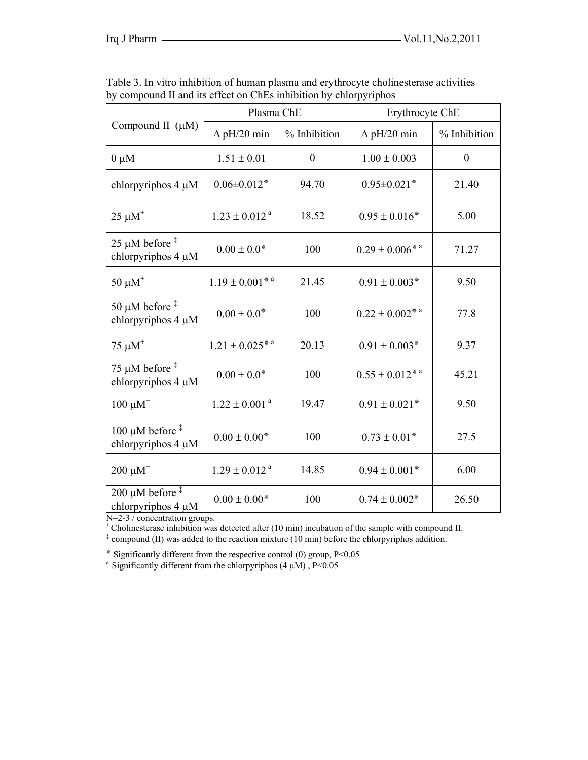Table 3. In vitro inhibition of human plasma and erythrocyte cholinesterase activities by compound II and its effect on ChEs inhibition by chlorpyriphos

| Compound II (μM) | Plasma ChE | | Erythrocyte ChE | |
|---|---|---|---|---|
| | Δ pH/20 min | % Inhibition | Δ pH/20 min | % Inhibition |
| 0 μM | 1.51 ± 0.01 | 0 | 1.00 ± 0.003 | 0 |
| chlorpyriphos 4 μM | 0.06±0.012* | 94.70 | 0.95±0.021* | 21.40 |
| 25 μM+ | 1.23 ± 0.012 a | 18.52 | 0.95 ± 0.016* | 5.00 |
| 25 μM before ‡ chlorpyriphos 4 μM | 0.00 ± 0.0* | 100 | 0.29 ± 0.006* a | 71.27 |
| 50 μM+ | 1.19 ± 0.001* a | 21.45 | 0.91 ± 0.003* | 9.50 |
| 50 μM before ‡ chlorpyriphos 4 μM | 0.00 ± 0.0* | 100 | 0.22 ± 0.002* a | 77.8 |
| 75 μM+ | 1.21 ± 0.025* a | 20.13 | 0.91 ± 0.003* | 9.37 |
| 75 μM before ‡ chlorpyriphos 4 μM | 0.00 ± 0.0* | 100 | 0.55 ± 0.012* a | 45.21 |
| 100 μM+ | 1.22 ± 0.001 a | 19.47 | 0.91 ± 0.021* | 9.50 |
| 100 μM before ‡ chlorpyriphos 4 μM | 0.00 ± 0.00* | 100 | 0.73 ± 0.01* | 27.5 |
| 200 μM+ | 1.29 ± 0.012 a | 14.85 | 0.94 ± 0.001* | 6.00 |
| 200 μM before ‡ chlorpyriphos 4 μM | 0.00 ± 0.00* | 100 | 0.74 ± 0.002* | 26.50 |

N=2-3 / concentration groups.

+ Cholinesterase inhibition was detected after (10 min) incubation of the sample with compound II.

‡ compound (II) was added to the reaction mixture (10 min) before the chlorpyriphos addition.

* Significantly different from the respective control (0) group, $P<0.05$

a Significantly different from the chlorpyriphos (4 μM), $P<0.05$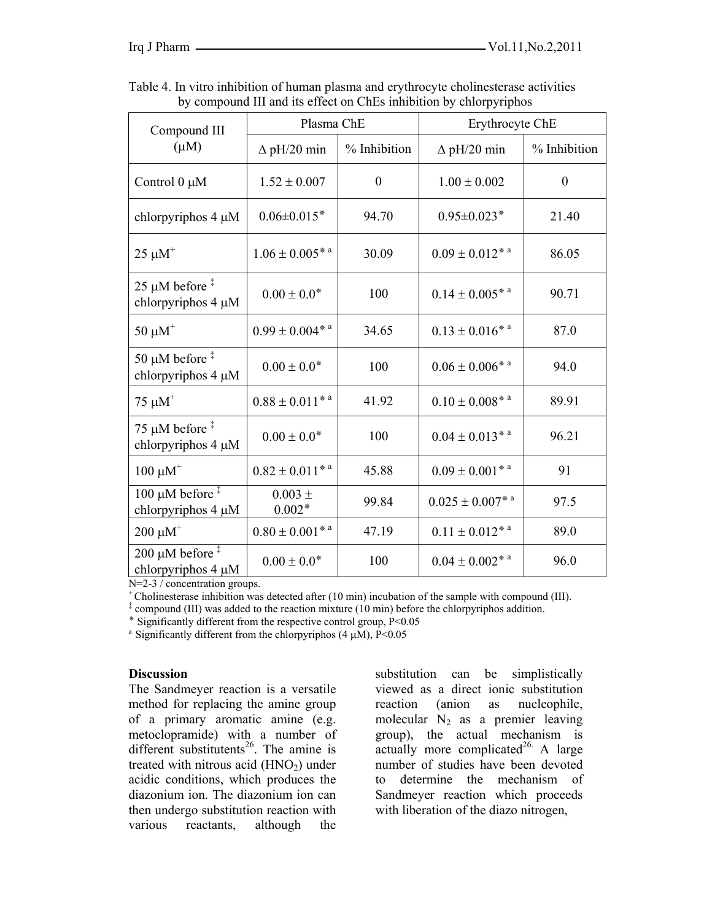Table 4. In vitro inhibition of human plasma and erythrocyte cholinesterase activities by compound III and its effect on ChEs inhibition by chlorpyriphos

| Compound III (μM) | Plasma ChE | | Erythrocyte ChE | |
|---|---|---|---|---|
| | Δ pH/20 min | % Inhibition | Δ pH/20 min | % Inhibition |
| Control 0 μM | 1.52 ± 0.007 | 0 | 1.00 ± 0.002 | 0 |
| chlorpyriphos 4 μM | 0.06±0.015* | 94.70 | 0.95±0.023* | 21.40 |
| 25 μM$^{+}$ | 1.06 ± 0.005* a | 30.09 | 0.09 ± 0.012* a | 86.05 |
| 25 μM before ‡ chlorpyriphos 4 μM | 0.00 ± 0.0* | 100 | 0.14 ± 0.005* a | 90.71 |
| 50 μM$^{+}$ | 0.99 ± 0.004* a | 34.65 | 0.13 ± 0.016* a | 87.0 |
| 50 μM before ‡ chlorpyriphos 4 μM | 0.00 ± 0.0* | 100 | 0.06 ± 0.006* a | 94.0 |
| 75 μM$^{+}$ | 0.88 ± 0.011* a | 41.92 | 0.10 ± 0.008* a | 89.91 |
| 75 μM before ‡ chlorpyriphos 4 μM | 0.00 ± 0.0* | 100 | 0.04 ± 0.013* a | 96.21 |
| 100 μM$^{+}$ | 0.82 ± 0.011* a | 45.88 | 0.09 ± 0.001* a | 91 |
| 100 μM before ‡ chlorpyriphos 4 μM | 0.003 ± 0.002* | 99.84 | 0.025 ± 0.007* a | 97.5 |
| 200 μM$^{+}$ | 0.80 ± 0.001* a | 47.19 | 0.11 ± 0.012* a | 89.0 |
| 200 μM before ‡ chlorpyriphos 4 μM | 0.00 ± 0.0* | 100 | 0.04 ± 0.002* a | 96.0 |

N=2-3 / concentration groups.

$^{+}$ Cholinesterase inhibition was detected after (10 min) incubation of the sample with compound (III).

‡ compound (III) was added to the reaction mixture (10 min) before the chlorpyriphos addition.

* Significantly different from the respective control group, $P<0.05$

a Significantly different from the chlorpyriphos (4 μM), $P<0.05$

**Discussion**

The Sandmeyer reaction is a versatile method for replacing the amine group of a primary aromatic amine (e.g. metoclopramide) with a number of different substitutents[26]. The amine is treated with nitrous acid ($HNO_2$) under acidic conditions, which produces the diazonium ion. The diazonium ion can then undergo substitution reaction with various reactants, although the substitution can be simplistically viewed as a direct ionic substitution reaction (anion as nucleophile, molecular $N_2$ as a premier leaving group), the actual mechanism is actually more complicated[26]. A large number of studies have been devoted to determine the mechanism of Sandmeyer reaction which proceeds with liberation of the diazo nitrogen,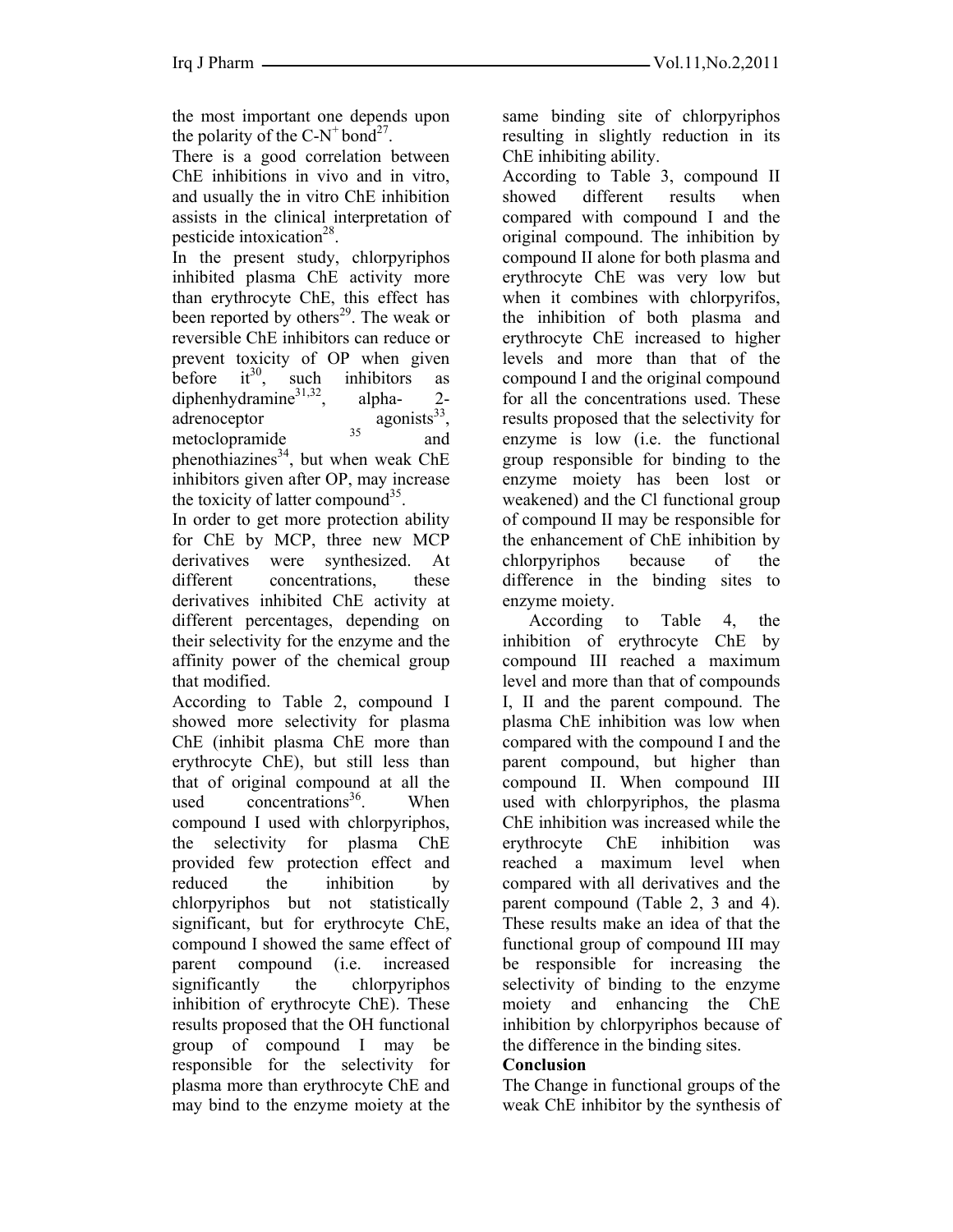the most important one depends upon the polarity of the $C$-$N^+$ bond[27].

There is a good correlation between ChE inhibitions in vivo and in vitro, and usually the in vitro ChE inhibition assists in the clinical interpretation of pesticide intoxication[28].

In the present study, chlorpyriphos inhibited plasma ChE activity more than erythrocyte ChE, this effect has been reported by others[29]. The weak or reversible ChE inhibitors can reduce or prevent toxicity of OP when given before it[30], such inhibitors as diphenhydramine[31,32], alpha- 2-adrenoceptor agonists[33], metoclopramide [35] and phenothiazines[34], but when weak ChE inhibitors given after OP, may increase the toxicity of latter compound[35].

In order to get more protection ability for ChE by MCP, three new MCP derivatives were synthesized. At different concentrations, these derivatives inhibited ChE activity at different percentages, depending on their selectivity for the enzyme and the affinity power of the chemical group that modified.

According to Table 2, compound I showed more selectivity for plasma ChE (inhibit plasma ChE more than erythrocyte ChE), but still less than that of original compound at all the used concentrations[36]. When compound I used with chlorpyriphos, the selectivity for plasma ChE provided few protection effect and reduced the inhibition by chlorpyriphos but not statistically significant, but for erythrocyte ChE, compound I showed the same effect of parent compound (i.e. increased significantly the chlorpyriphos inhibition of erythrocyte ChE). These results proposed that the OH functional group of compound I may be responsible for the selectivity for plasma more than erythrocyte ChE and may bind to the enzyme moiety at the same binding site of chlorpyriphos resulting in slightly reduction in its ChE inhibiting ability.

According to Table 3, compound II showed different results when compared with compound I and the original compound. The inhibition by compound II alone for both plasma and erythrocyte ChE was very low but when it combines with chlorpyrifos, the inhibition of both plasma and erythrocyte ChE increased to higher levels and more than that of the compound I and the original compound for all the concentrations used. These results proposed that the selectivity for enzyme is low (i.e. the functional group responsible for binding to the enzyme moiety has been lost or weakened) and the Cl functional group of compound II may be responsible for the enhancement of ChE inhibition by chlorpyriphos because of the difference in the binding sites to enzyme moiety.

According to Table 4, the inhibition of erythrocyte ChE by compound III reached a maximum level and more than that of compounds I, II and the parent compound. The plasma ChE inhibition was low when compared with the compound I and the parent compound, but higher than compound II. When compound III used with chlorpyriphos, the plasma ChE inhibition was increased while the erythrocyte ChE inhibition was reached a maximum level when compared with all derivatives and the parent compound (Table 2, 3 and 4). These results make an idea of that the functional group of compound III may be responsible for increasing the selectivity of binding to the enzyme moiety and enhancing the ChE inhibition by chlorpyriphos because of the difference in the binding sites.

**Conclusion**

The Change in functional groups of the weak ChE inhibitor by the synthesis of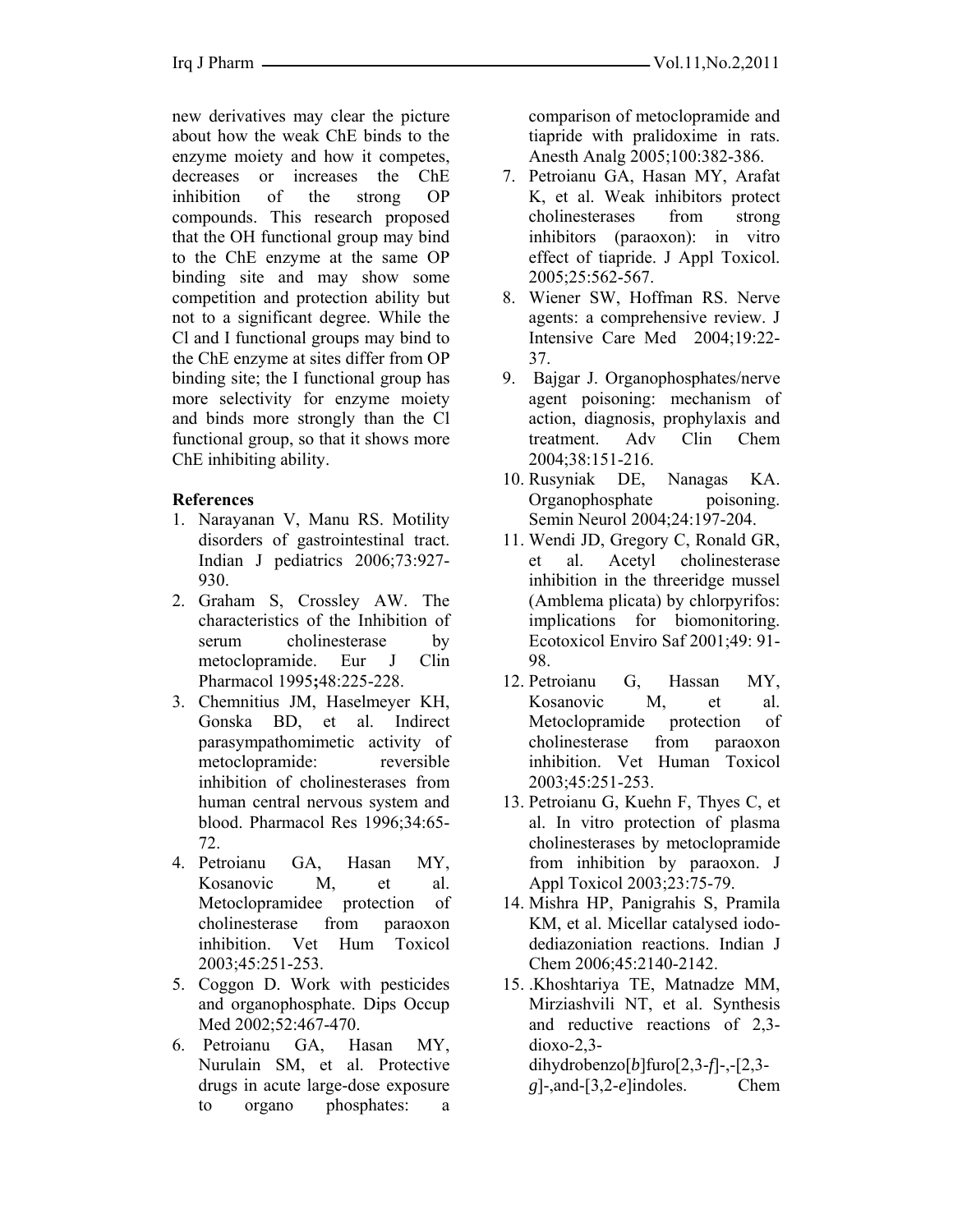new derivatives may clear the picture about how the weak ChE binds to the enzyme moiety and how it competes, decreases or increases the ChE inhibition of the strong OP compounds. This research proposed that the OH functional group may bind to the ChE enzyme at the same OP binding site and may show some competition and protection ability but not to a significant degree. While the Cl and I functional groups may bind to the ChE enzyme at sites differ from OP binding site; the I functional group has more selectivity for enzyme moiety and binds more strongly than the Cl functional group, so that it shows more ChE inhibiting ability.

**References**

1. Narayanan V, Manu RS. Motility disorders of gastrointestinal tract. Indian J pediatrics 2006;73:927-930.
2. Graham S, Crossley AW. The characteristics of the Inhibition of serum cholinesterase by metoclopramide. Eur J Clin Pharmacol 1995**;**48:225-228.
3. Chemnitius JM, Haselmeyer KH, Gonska BD, et al. Indirect parasympathomimetic activity of metoclopramide: reversible inhibition of cholinesterases from human central nervous system and blood. Pharmacol Res 1996;34:65-72.
4. Petroianu GA, Hasan MY, Kosanovic M, et al. Metoclopramidee protection of cholinesterase from paraoxon inhibition. Vet Hum Toxicol 2003;45:251-253.
5. Coggon D. Work with pesticides and organophosphate. Dips Occup Med 2002;52:467-470.
6. Petroianu GA, Hasan MY, Nurulain SM, et al. Protective drugs in acute large-dose exposure to organo phosphates: a comparison of metoclopramide and tiapride with pralidoxime in rats. Anesth Analg 2005;100:382-386.
7. Petroianu GA, Hasan MY, Arafat K, et al. Weak inhibitors protect cholinesterases from strong inhibitors (paraoxon): in vitro effect of tiapride. J Appl Toxicol. 2005;25:562-567.
8. Wiener SW, Hoffman RS. Nerve agents: a comprehensive review. J Intensive Care Med 2004;19:22-37.
9. Bajgar J. Organophosphates/nerve agent poisoning: mechanism of action, diagnosis, prophylaxis and treatment. Adv Clin Chem 2004;38:151-216.
10. Rusyniak DE, Nanagas KA. Organophosphate poisoning. Semin Neurol 2004;24:197-204.
11. Wendi JD, Gregory C, Ronald GR, et al. Acetyl cholinesterase inhibition in the threeridge mussel (Amblema plicata) by chlorpyrifos: implications for biomonitoring. Ecotoxicol Enviro Saf 2001;49: 91-98.
12. Petroianu G, Hassan MY, Kosanovic M, et al. Metoclopramide protection of cholinesterase from paraoxon inhibition. Vet Human Toxicol 2003;45:251-253.
13. Petroianu G, Kuehn F, Thyes C, et al. In vitro protection of plasma cholinesterases by metoclopramide from inhibition by paraoxon. J Appl Toxicol 2003;23:75-79.
14. Mishra HP, Panigrahis S, Pramila KM, et al. Micellar catalysed iodo-dediazoniation reactions. Indian J Chem 2006;45:2140-2142.
15. .Khoshtariya TE, Matnadze MM, Mirziashvili NT, et al. Synthesis and reductive reactions of 2,3-dioxo-2,3-dihydrobenzo[*b*]furo[2,3-*f*]-,-[2,3-*g*]-,and-[3,2-*e*]indoles. Chem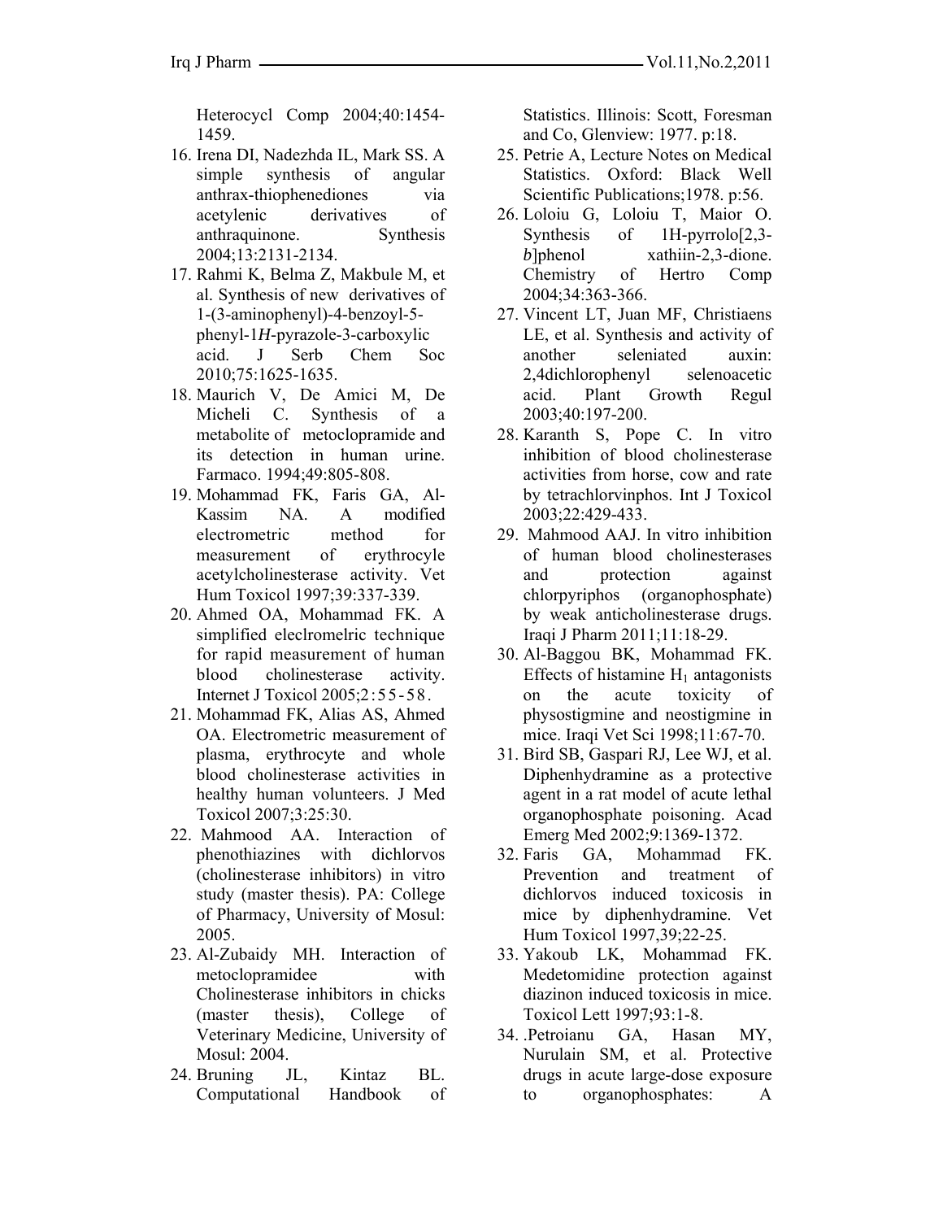Heterocycl Comp 2004;40:1454-1459.

16. Irena DI, Nadezhda IL, Mark SS. A simple synthesis of angular anthrax-thiophenediones via acetylenic derivatives of anthraquinone. Synthesis 2004;13:2131-2134.
17. Rahmi K, Belma Z, Makbule M, et al. Synthesis of new derivatives of 1-(3-aminophenyl)-4-benzoyl-5-phenyl-1*H*-pyrazole-3-carboxylic acid. J Serb Chem Soc 2010;75:1625-1635.
18. Maurich V, De Amici M, De Micheli C. Synthesis of a metabolite of metoclopramide and its detection in human urine. Farmaco. 1994;49:805-808.
19. Mohammad FK, Faris GA, Al-Kassim NA. A modified electrometric method for measurement of erythrocyle acetylcholinesterase activity. Vet Hum Toxicol 1997;39:337-339.
20. Ahmed OA, Mohammad FK. A simplified eleclromelric technique for rapid measurement of human blood cholinesterase activity. Internet J Toxicol 2005;2:55-58.
21. Mohammad FK, Alias AS, Ahmed OA. Electrometric measurement of plasma, erythrocyte and whole blood cholinesterase activities in healthy human volunteers. J Med Toxicol 2007;3:25:30.
22. Mahmood AA. Interaction of phenothiazines with dichlorvos (cholinesterase inhibitors) in vitro study (master thesis). PA: College of Pharmacy, University of Mosul: 2005.
23. Al-Zubaidy MH. Interaction of metoclopramidee with Cholinesterase inhibitors in chicks (master thesis), College of Veterinary Medicine, University of Mosul: 2004.
24. Bruning JL, Kintaz BL. Computational Handbook of Statistics. Illinois: Scott, Foresman and Co, Glenview: 1977. p:18.
25. Petrie A, Lecture Notes on Medical Statistics. Oxford: Black Well Scientific Publications;1978. p:56.
26. Loloiu G, Loloiu T, Maior O. Synthesis of 1H-pyrrolo[2,3-*b*]phenol xathiin-2,3-dione. Chemistry of Hertro Comp 2004;34:363-366.
27. Vincent LT, Juan MF, Christiaens LE, et al. Synthesis and activity of another seleniated auxin: 2,4dichlorophenyl selenoacetic acid. Plant Growth Regul 2003;40:197-200.
28. Karanth S, Pope C. In vitro inhibition of blood cholinesterase activities from horse, cow and rate by tetrachlorvinphos. Int J Toxicol 2003;22:429-433.
29. Mahmood AAJ. In vitro inhibition of human blood cholinesterases and protection against chlorpyriphos (organophosphate) by weak anticholinesterase drugs. Iraqi J Pharm 2011;11:18-29.
30. Al-Baggou BK, Mohammad FK. Effects of histamine $H_1$ antagonists on the acute toxicity of physostigmine and neostigmine in mice. Iraqi Vet Sci 1998;11:67-70.
31. Bird SB, Gaspari RJ, Lee WJ, et al. Diphenhydramine as a protective agent in a rat model of acute lethal organophosphate poisoning. Acad Emerg Med 2002;9:1369-1372.
32. Faris GA, Mohammad FK. Prevention and treatment of dichlorvos induced toxicosis in mice by diphenhydramine. Vet Hum Toxicol 1997,39;22-25.
33. Yakoub LK, Mohammad FK. Medetomidine protection against diazinon induced toxicosis in mice. Toxicol Lett 1997;93:1-8.
34. .Petroianu GA, Hasan MY, Nurulain SM, et al. Protective drugs in acute large-dose exposure to organophosphates: A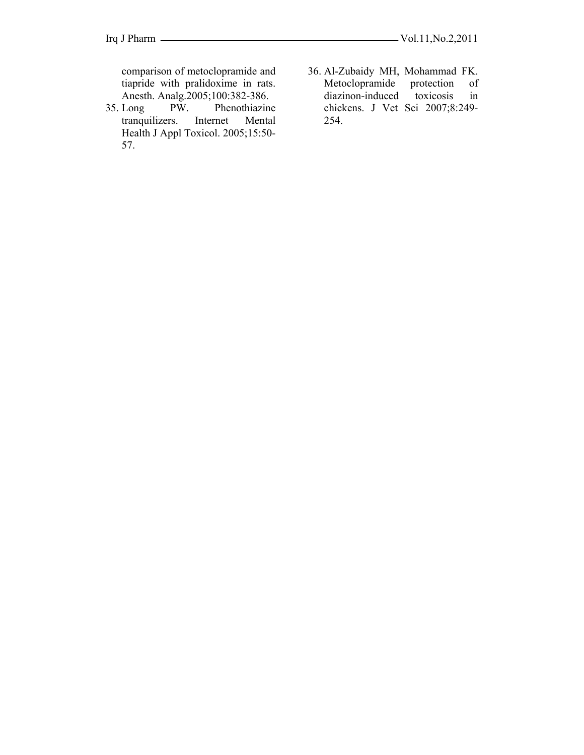comparison of metoclopramide and tiapride with pralidoxime in rats. Anesth. Analg.2005;100:382-386.

35. Long PW. Phenothiazine tranquilizers. Internet Mental Health J Appl Toxicol. 2005;15:50-57.
36. Al-Zubaidy MH, Mohammad FK. Metoclopramide protection of diazinon-induced toxicosis in chickens. J Vet Sci 2007;8:249-254.